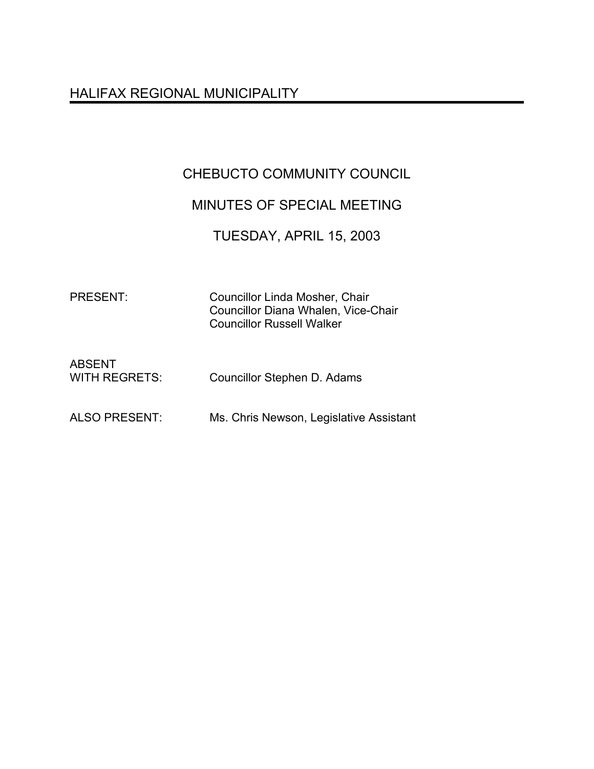# HALIFAX REGIONAL MUNICIPALITY

## CHEBUCTO COMMUNITY COUNCIL

## MINUTES OF SPECIAL MEETING

## TUESDAY, APRIL 15, 2003

| | |
|---|---|
| PRESENT: | Councillor Linda Mosher, Chair<br>Councillor Diana Whalen, Vice-Chair<br>Councillor Russell Walker |
| ABSENT WITH REGRETS: | Councillor Stephen D. Adams |
| ALSO PRESENT: | Ms. Chris Newson, Legislative Assistant |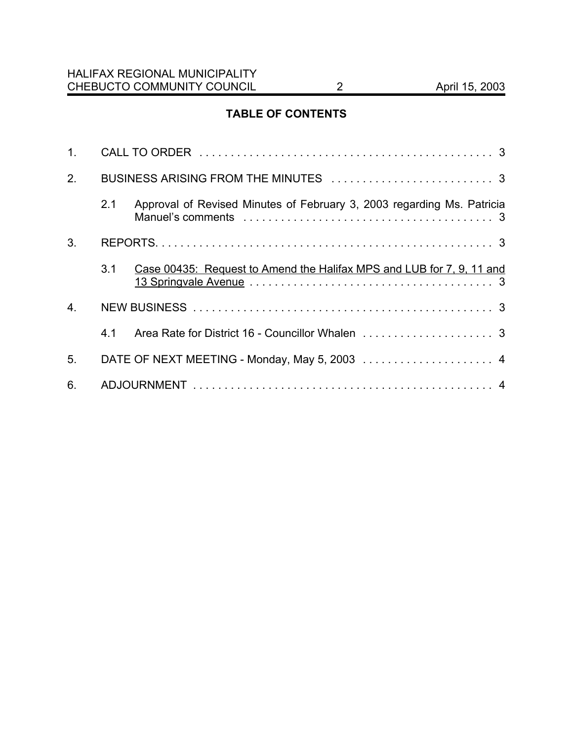## TABLE OF CONTENTS

1. CALL TO ORDER . . . . . . . . . . . . . . . . . . . . . . . . . . . . . . . . . . . . . . . . . . . . . . . 3
2. BUSINESS ARISING FROM THE MINUTES . . . . . . . . . . . . . . . . . . . . . . . . . . 3
   - 2.1 Approval of Revised Minutes of February 3, 2003 regarding Ms. Patricia Manuel's comments . . . . . . . . . . . . . . . . . . . . . . . . . . . . . . . . . . . . . . . 3
3. REPORTS. . . . . . . . . . . . . . . . . . . . . . . . . . . . . . . . . . . . . . . . . . . . . . . . . . . . . 3
   - 3.1 <u>Case 00435: Request to Amend the Halifax MPS and LUB for 7, 9, 11 and 13 Springvale Avenue</u> . . . . . . . . . . . . . . . . . . . . . . . . . . . . . . . . . . . . . . 3
4. NEW BUSINESS . . . . . . . . . . . . . . . . . . . . . . . . . . . . . . . . . . . . . . . . . . . . . . . . 3
   - 4.1 Area Rate for District 16 - Councillor Whalen . . . . . . . . . . . . . . . . . . . . 3
5. DATE OF NEXT MEETING - Monday, May 5, 2003 . . . . . . . . . . . . . . . . . . . . 4
6. ADJOURNMENT . . . . . . . . . . . . . . . . . . . . . . . . . . . . . . . . . . . . . . . . . . . . . . . 4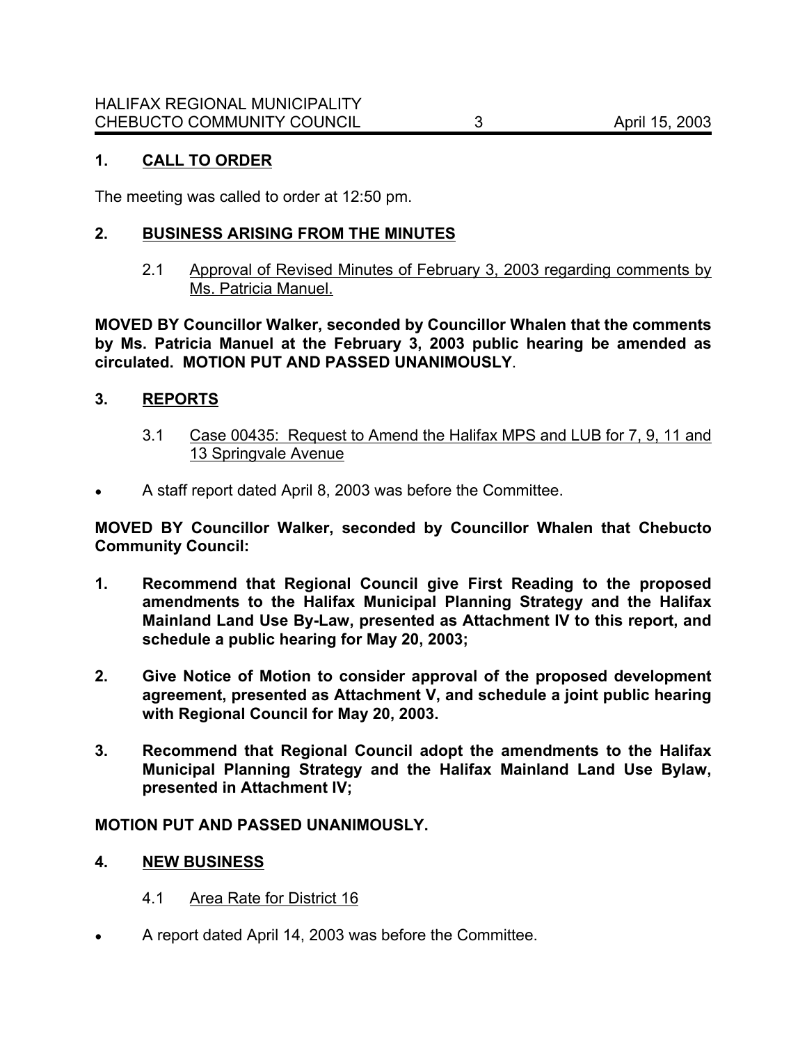## 1. CALL TO ORDER

The meeting was called to order at 12:50 pm.

## 2. BUSINESS ARISING FROM THE MINUTES

2.1 Approval of Revised Minutes of February 3, 2003 regarding comments by Ms. Patricia Manuel.

**MOVED BY Councillor Walker, seconded by Councillor Whalen that the comments by Ms. Patricia Manuel at the February 3, 2003 public hearing be amended as circulated. MOTION PUT AND PASSED UNANIMOUSLY**.

## 3. REPORTS

3.1 Case 00435: Request to Amend the Halifax MPS and LUB for 7, 9, 11 and 13 Springvale Avenue

- A staff report dated April 8, 2003 was before the Committee.

**MOVED BY Councillor Walker, seconded by Councillor Whalen that Chebucto Community Council:**

1. **Recommend that Regional Council give First Reading to the proposed amendments to the Halifax Municipal Planning Strategy and the Halifax Mainland Land Use By-Law, presented as Attachment IV to this report, and schedule a public hearing for May 20, 2003;**
2. **Give Notice of Motion to consider approval of the proposed development agreement, presented as Attachment V, and schedule a joint public hearing with Regional Council for May 20, 2003.**
3. **Recommend that Regional Council adopt the amendments to the Halifax Municipal Planning Strategy and the Halifax Mainland Land Use Bylaw, presented in Attachment IV;**

**MOTION PUT AND PASSED UNANIMOUSLY.**

## 4. NEW BUSINESS

4.1 Area Rate for District 16

- A report dated April 14, 2003 was before the Committee.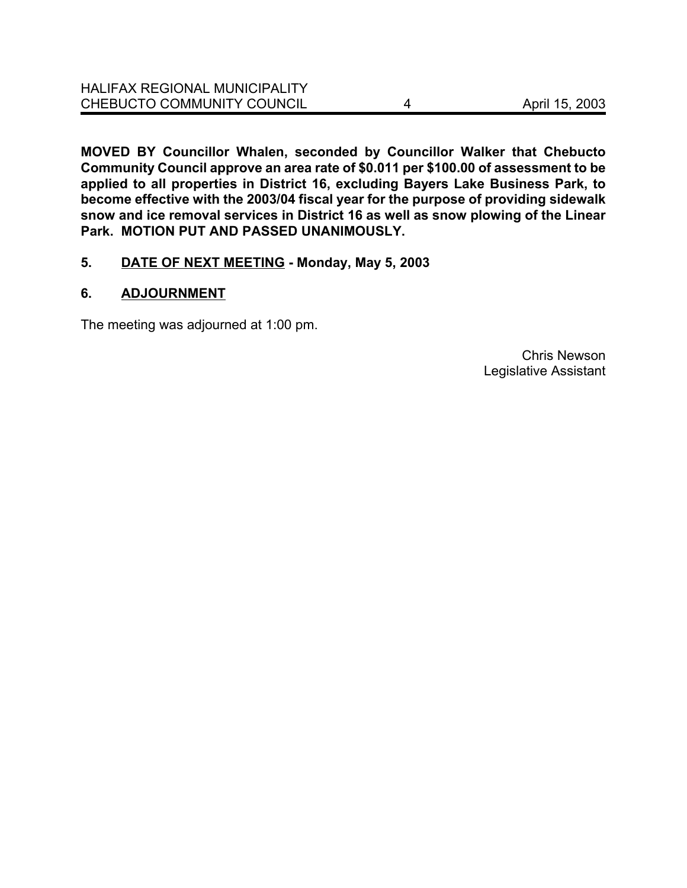**MOVED BY Councillor Whalen, seconded by Councillor Walker that Chebucto Community Council approve an area rate of $0.011 per $100.00 of assessment to be applied to all properties in District 16, excluding Bayers Lake Business Park, to become effective with the 2003/04 fiscal year for the purpose of providing sidewalk snow and ice removal services in District 16 as well as snow plowing of the Linear Park. MOTION PUT AND PASSED UNANIMOUSLY.**

## 5. DATE OF NEXT MEETING - Monday, May 5, 2003

## 6. ADJOURNMENT

The meeting was adjourned at 1:00 pm.

Chris Newson
Legislative Assistant